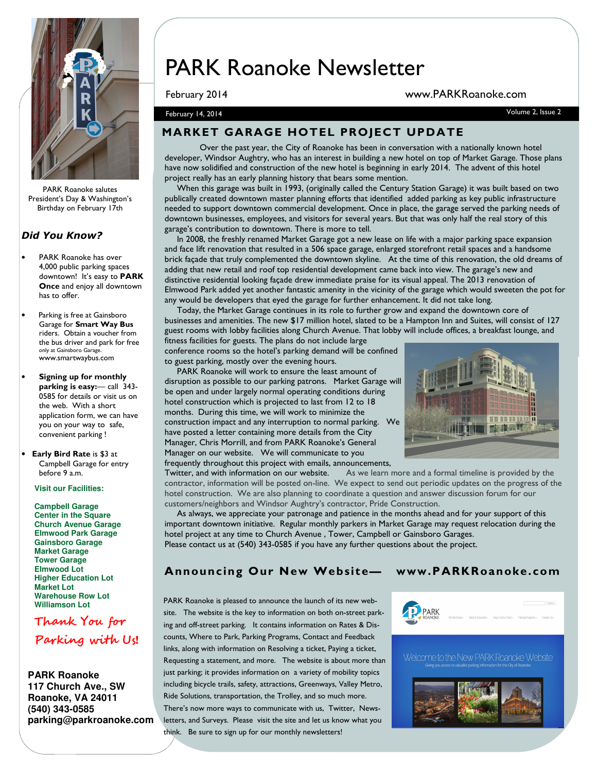# PARK Roanoke Newsletter

February 2014 — www.PARKRoanoke.com

February 14, 2014 — Volume 2, Issue 2

## MARKET GARAGE HOTEL PROJECT UPDATE

Over the past year, the City of Roanoke has been in conversation with a nationally known hotel developer, Windsor Aughtry, who has an interest in building a new hotel on top of Market Garage. Those plans have now solidified and construction of the new hotel is beginning in early 2014. The advent of this hotel project really has an early planning history that bears some mention.

When this garage was built in 1993, (originally called the Century Station Garage) it was built based on two publically created downtown master planning efforts that identified added parking as key public infrastructure needed to support downtown commercial development. Once in place, the garage served the parking needs of downtown businesses, employees, and visitors for several years. But that was only half the real story of this garage's contribution to downtown. There is more to tell.

In 2008, the freshly renamed Market Garage got a new lease on life with a major parking space expansion and face lift renovation that resulted in a 506 space garage, enlarged storefront retail spaces and a handsome brick façade that truly complemented the downtown skyline. At the time of this renovation, the old dreams of adding that new retail and roof top residential development came back into view. The garage's new and distinctive residential looking façade drew immediate praise for its visual appeal. The 2013 renovation of Elmwood Park added yet another fantastic amenity in the vicinity of the garage which would sweeten the pot for any would be developers that eyed the garage for further enhancement. It did not take long.

Today, the Market Garage continues in its role to further grow and expand the downtown core of businesses and amenities. The new $17 million hotel, slated to be a Hampton Inn and Suites, will consist of 127 guest rooms with lobby facilities along Church Avenue. That lobby will include offices, a breakfast lounge, and fitness facilities for guests. The plans do not include large conference rooms so the hotel's parking demand will be confined to guest parking, mostly over the evening hours.

PARK Roanoke will work to ensure the least amount of disruption as possible to our parking patrons. Market Garage will be open and under largely normal operating conditions during hotel construction which is projected to last from 12 to 18 months. During this time, we will work to minimize the construction impact and any interruption to normal parking. We have posted a letter containing more details from the City Manager, Chris Morrill, and from PARK Roanoke's General Manager on our website. We will communicate to you frequently throughout this project with emails, announcements, Twitter, and with information on our website. As we learn more and a formal timeline is provided by the contractor, information will be posted on-line. We expect to send out periodic updates on the progress of the hotel construction. We are also planning to coordinate a question and answer discussion forum for our customers/neighbors and Windsor Aughtry's contractor, Pride Construction.

As always, we appreciate your patronage and patience in the months ahead and for your support of this important downtown initiative. Regular monthly parkers in Market Garage may request relocation during the hotel project at any time to Church Avenue , Tower, Campbell or Gainsboro Garages.
Please contact us at (540) 343-0585 if you have any further questions about the project.

## Announcing Our New Website— www.PARKRoanoke.com

PARK Roanoke is pleased to announce the launch of its new web-site. The website is the key to information on both on-street parking and off-street parking. It contains information on Rates & Discounts, Where to Park, Parking Programs, Contact and Feedback links, along with information on Resolving a ticket, Paying a ticket, Requesting a statement, and more. The website is about more than just parking; it provides information on a variety of mobility topics including bicycle trails, safety, attractions, Greenways, Valley Metro, Ride Solutions, transportation, the Trolley, and so much more. There's now more ways to communicate with us, Twitter, Newsletters, and Surveys. Please visit the site and let us know what you think. Be sure to sign up for our monthly newsletters!

---

PARK Roanoke salutes President's Day & Washington's Birthday on February 17th

### *Did You Know?*

- PARK Roanoke has over 4,000 public parking spaces downtown! It's easy to **PARK Once** and enjoy all downtown has to offer.
- Parking is free at Gainsboro Garage for **Smart Way Bus** riders. Obtain a voucher from the bus driver and park for free only at Gainsboro Garage. www.smartwaybus.com
- **Signing up for monthly parking is easy:**— call 343-0585 for details or visit us on the web. With a short application form, we can have you on your way to safe, convenient parking !
- **Early Bird Rate** is $3 at Campbell Garage for entry before 9 a.m.

**Visit our Facilities:**

**Campbell Garage**
**Center in the Square**
**Church Avenue Garage**
**Elmwood Park Garage**
**Gainsboro Garage**
**Market Garage**
**Tower Garage**
**Elmwood Lot**
**Higher Education Lot**
**Market Lot**
**Warehouse Row Lot**
**Williamson Lot**

*Thank You for Parking with Us!*

**PARK Roanoke**
**117 Church Ave., SW**
**Roanoke, VA 24011**
**(540) 343-0585**
**parking@parkroanoke.com**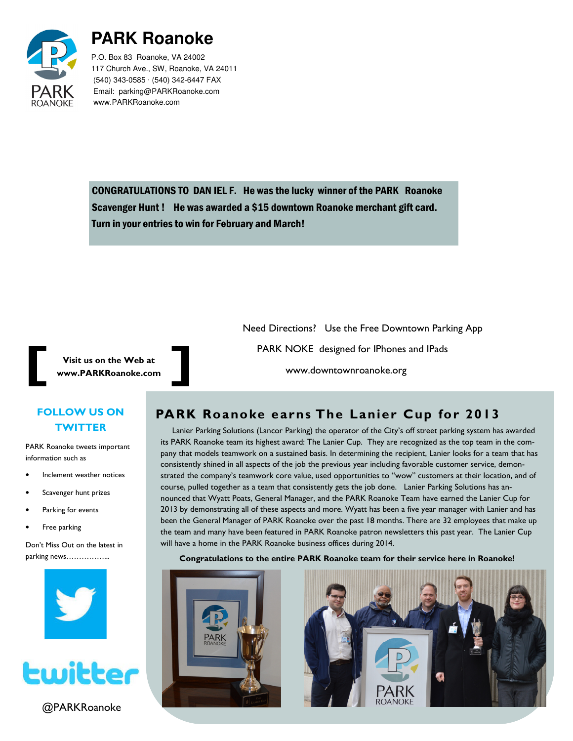# PARK Roanoke

P.O. Box 83 Roanoke, VA 24002
117 Church Ave., SW, Roanoke, VA 24011
(540) 343-0585 · (540) 342-6447 FAX
Email: parking@PARKRoanoke.com
www.PARKRoanoke.com

**CONGRATULATIONS TO DAN IEL F. He was the lucky winner of the PARK Roanoke Scavenger Hunt ! He was awarded a $15 downtown Roanoke merchant gift card. Turn in your entries to win for February and March!**

Need Directions? Use the Free Downtown Parking App

PARK NOKE designed for IPhones and IPads

www.downtownroanoke.org

**Visit us on the Web at www.PARKRoanoke.com**

## FOLLOW US ON TWITTER

PARK Roanoke tweets important information such as

- Inclement weather notices
- Scavenger hunt prizes
- Parking for events
- Free parking

Don't Miss Out on the latest in parking news……………...

@PARKRoanoke

## PARK Roanoke earns The Lanier Cup for 2013

Lanier Parking Solutions (Lancor Parking) the operator of the City's off street parking system has awarded its PARK Roanoke team its highest award: The Lanier Cup. They are recognized as the top team in the company that models teamwork on a sustained basis. In determining the recipient, Lanier looks for a team that has consistently shined in all aspects of the job the previous year including favorable customer service, demonstrated the company's teamwork core value, used opportunities to "wow" customers at their location, and of course, pulled together as a team that consistently gets the job done. Lanier Parking Solutions has announced that Wyatt Poats, General Manager, and the PARK Roanoke Team have earned the Lanier Cup for 2013 by demonstrating all of these aspects and more. Wyatt has been a five year manager with Lanier and has been the General Manager of PARK Roanoke over the past 18 months. There are 32 employees that make up the team and many have been featured in PARK Roanoke patron newsletters this past year. The Lanier Cup will have a home in the PARK Roanoke business offices during 2014.

**Congratulations to the entire PARK Roanoke team for their service here in Roanoke!**